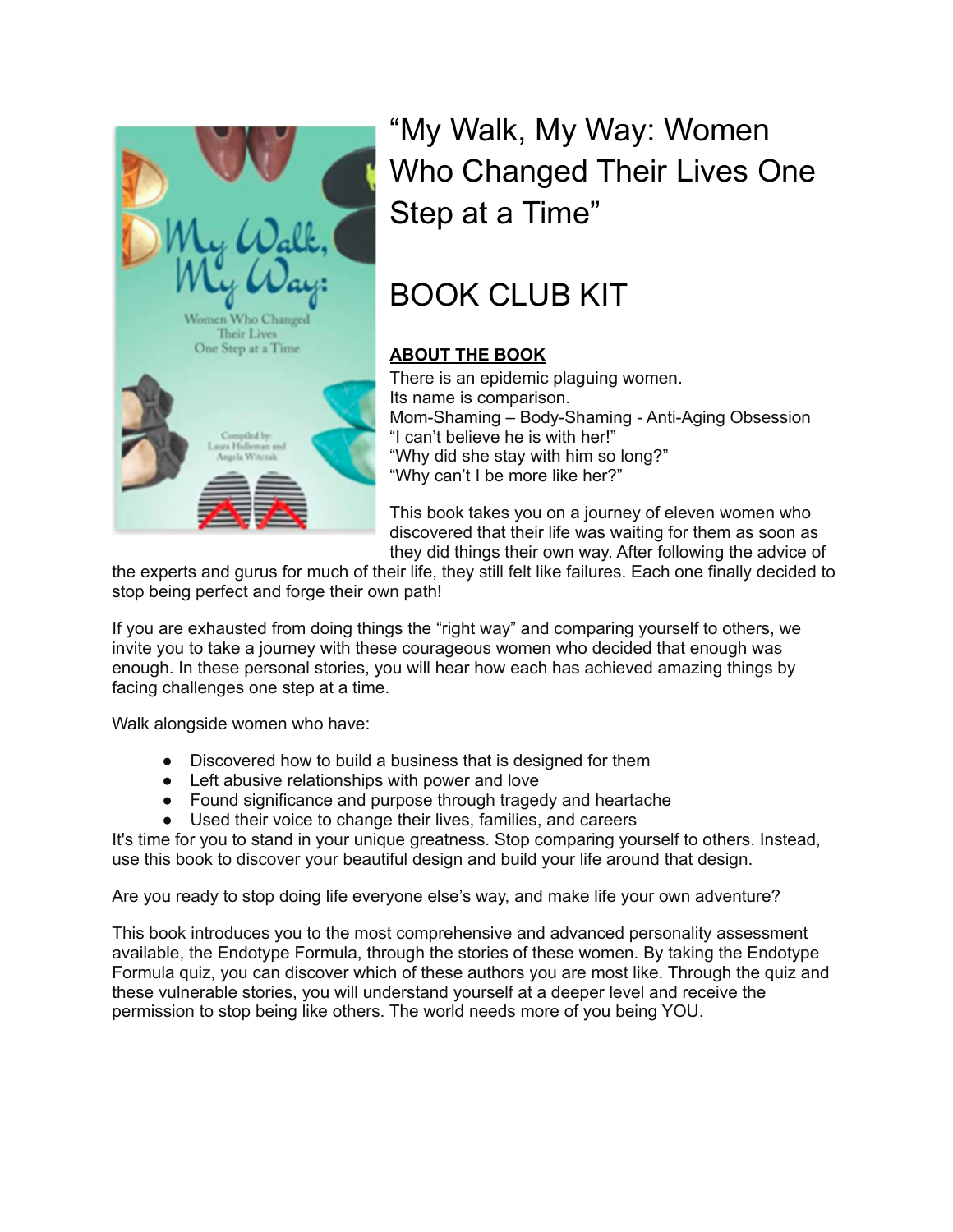# "My Walk, My Way: Women Who Changed Their Lives One Step at a Time"

# BOOK CLUB KIT

**ABOUT THE BOOK**

There is an epidemic plaguing women.
Its name is comparison.
Mom-Shaming – Body-Shaming - Anti-Aging Obsession
"I can't believe he is with her!"
"Why did she stay with him so long?"
"Why can't I be more like her?"

This book takes you on a journey of eleven women who discovered that their life was waiting for them as soon as they did things their own way. After following the advice of the experts and gurus for much of their life, they still felt like failures. Each one finally decided to stop being perfect and forge their own path!

If you are exhausted from doing things the "right way" and comparing yourself to others, we invite you to take a journey with these courageous women who decided that enough was enough. In these personal stories, you will hear how each has achieved amazing things by facing challenges one step at a time.

Walk alongside women who have:

- Discovered how to build a business that is designed for them
- Left abusive relationships with power and love
- Found significance and purpose through tragedy and heartache
- Used their voice to change their lives, families, and careers

It's time for you to stand in your unique greatness. Stop comparing yourself to others. Instead, use this book to discover your beautiful design and build your life around that design.

Are you ready to stop doing life everyone else's way, and make life your own adventure?

This book introduces you to the most comprehensive and advanced personality assessment available, the Endotype Formula, through the stories of these women. By taking the Endotype Formula quiz, you can discover which of these authors you are most like. Through the quiz and these vulnerable stories, you will understand yourself at a deeper level and receive the permission to stop being like others. The world needs more of you being YOU.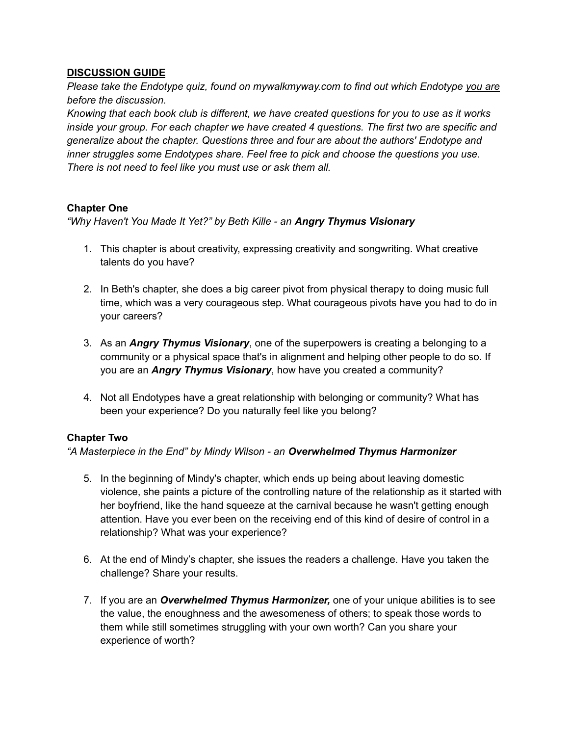## DISCUSSION GUIDE

*Please take the Endotype quiz, found on mywalkmyway.com to find out which Endotype you are before the discussion.*
*Knowing that each book club is different, we have created questions for you to use as it works inside your group. For each chapter we have created 4 questions. The first two are specific and generalize about the chapter. Questions three and four are about the authors' Endotype and inner struggles some Endotypes share. Feel free to pick and choose the questions you use. There is not need to feel like you must use or ask them all.*

### Chapter One

*"Why Haven't You Made It Yet?" by Beth Kille - an **Angry Thymus Visionary***

1. This chapter is about creativity, expressing creativity and songwriting. What creative talents do you have?

2. In Beth's chapter, she does a big career pivot from physical therapy to doing music full time, which was a very courageous step. What courageous pivots have you had to do in your careers?

3. As an ***Angry Thymus Visionary***, one of the superpowers is creating a belonging to a community or a physical space that's in alignment and helping other people to do so. If you are an ***Angry Thymus Visionary***, how have you created a community?

4. Not all Endotypes have a great relationship with belonging or community? What has been your experience? Do you naturally feel like you belong?

### Chapter Two

*"A Masterpiece in the End" by Mindy Wilson - an **Overwhelmed Thymus Harmonizer***

5. In the beginning of Mindy's chapter, which ends up being about leaving domestic violence, she paints a picture of the controlling nature of the relationship as it started with her boyfriend, like the hand squeeze at the carnival because he wasn't getting enough attention. Have you ever been on the receiving end of this kind of desire of control in a relationship? What was your experience?

6. At the end of Mindy's chapter, she issues the readers a challenge. Have you taken the challenge? Share your results.

7. If you are an ***Overwhelmed Thymus Harmonizer,*** one of your unique abilities is to see the value, the enoughness and the awesomeness of others; to speak those words to them while still sometimes struggling with your own worth? Can you share your experience of worth?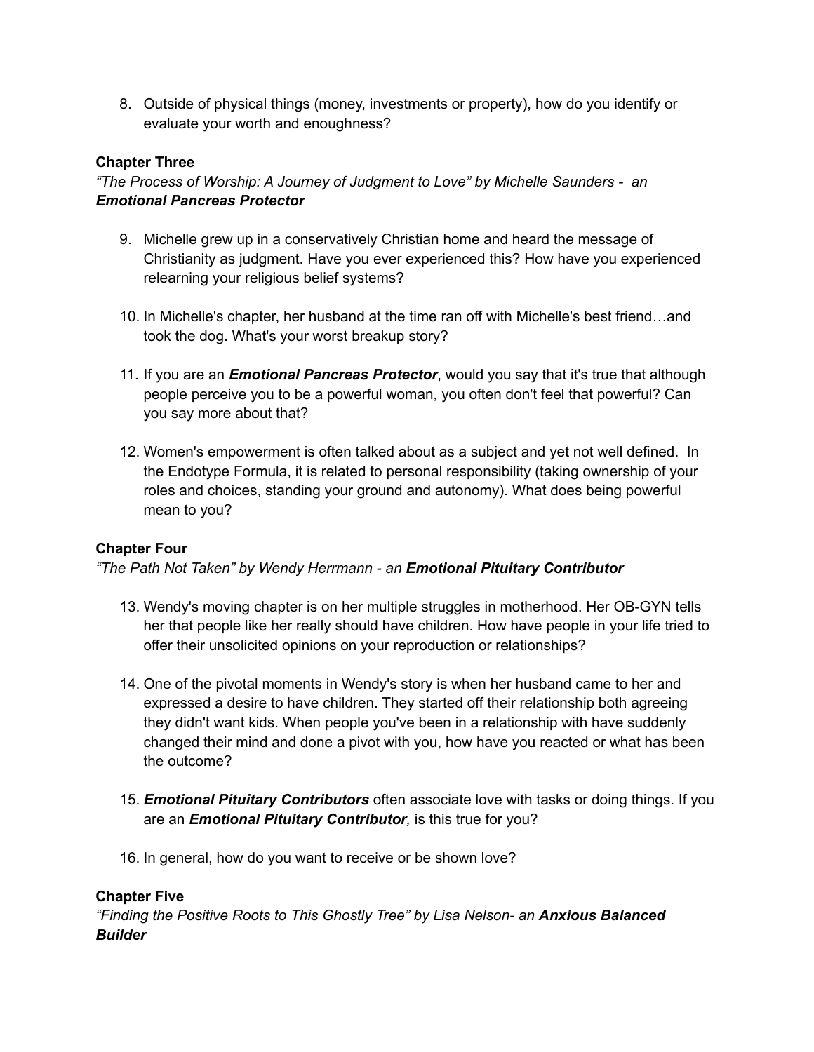8. Outside of physical things (money, investments or property), how do you identify or evaluate your worth and enoughness?

**Chapter Three**

*"The Process of Worship: A Journey of Judgment to Love" by Michelle Saunders - an* ***Emotional Pancreas Protector***

9. Michelle grew up in a conservatively Christian home and heard the message of Christianity as judgment. Have you ever experienced this? How have you experienced relearning your religious belief systems?

10. In Michelle's chapter, her husband at the time ran off with Michelle's best friend…and took the dog. What's your worst breakup story?

11. If you are an ***Emotional Pancreas Protector***, would you say that it's true that although people perceive you to be a powerful woman, you often don't feel that powerful? Can you say more about that?

12. Women's empowerment is often talked about as a subject and yet not well defined. In the Endotype Formula, it is related to personal responsibility (taking ownership of your roles and choices, standing your ground and autonomy). What does being powerful mean to you?

**Chapter Four**

*"The Path Not Taken" by Wendy Herrmann - an* ***Emotional Pituitary Contributor***

13. Wendy's moving chapter is on her multiple struggles in motherhood. Her OB-GYN tells her that people like her really should have children. How have people in your life tried to offer their unsolicited opinions on your reproduction or relationships?

14. One of the pivotal moments in Wendy's story is when her husband came to her and expressed a desire to have children. They started off their relationship both agreeing they didn't want kids. When people you've been in a relationship with have suddenly changed their mind and done a pivot with you, how have you reacted or what has been the outcome?

15. ***Emotional Pituitary Contributors*** often associate love with tasks or doing things. If you are an ***Emotional Pituitary Contributor,*** is this true for you?

16. In general, how do you want to receive or be shown love?

**Chapter Five**

*"Finding the Positive Roots to This Ghostly Tree" by Lisa Nelson- an* ***Anxious Balanced Builder***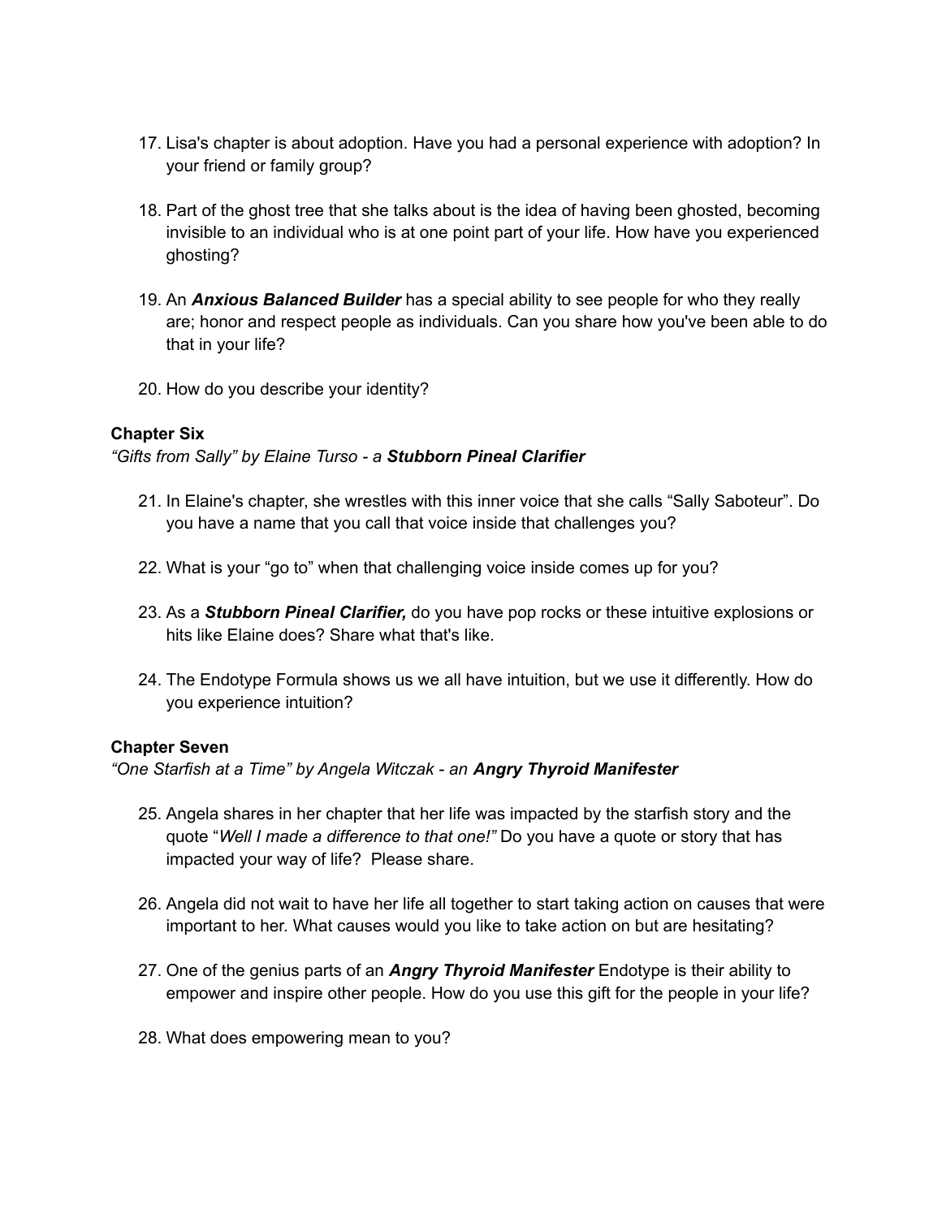17. Lisa's chapter is about adoption. Have you had a personal experience with adoption? In your friend or family group?

18. Part of the ghost tree that she talks about is the idea of having been ghosted, becoming invisible to an individual who is at one point part of your life. How have you experienced ghosting?

19. An ***Anxious Balanced Builder*** has a special ability to see people for who they really are; honor and respect people as individuals. Can you share how you've been able to do that in your life?

20. How do you describe your identity?

**Chapter Six**

*“Gifts from Sally” by Elaine Turso - a* ***Stubborn Pineal Clarifier***

21. In Elaine's chapter, she wrestles with this inner voice that she calls “Sally Saboteur”. Do you have a name that you call that voice inside that challenges you?

22. What is your “go to” when that challenging voice inside comes up for you?

23. As a ***Stubborn Pineal Clarifier,*** do you have pop rocks or these intuitive explosions or hits like Elaine does? Share what that's like.

24. The Endotype Formula shows us we all have intuition, but we use it differently. How do you experience intuition?

**Chapter Seven**

*“One Starfish at a Time” by Angela Witczak - an* ***Angry Thyroid Manifester***

25. Angela shares in her chapter that her life was impacted by the starfish story and the quote “*Well I made a difference to that one!”* Do you have a quote or story that has impacted your way of life? Please share.

26. Angela did not wait to have her life all together to start taking action on causes that were important to her. What causes would you like to take action on but are hesitating?

27. One of the genius parts of an ***Angry Thyroid Manifester*** Endotype is their ability to empower and inspire other people. How do you use this gift for the people in your life?

28. What does empowering mean to you?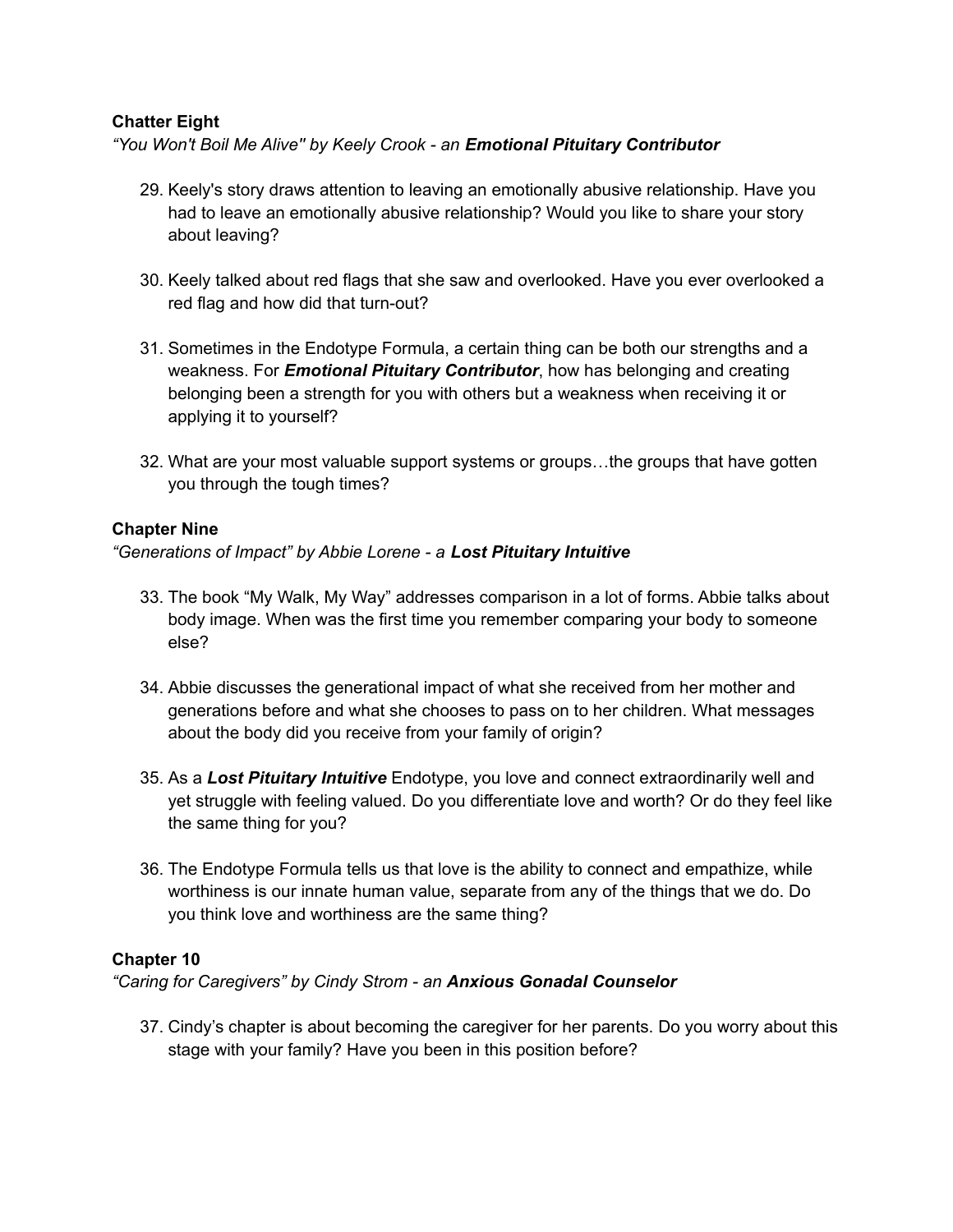**Chatter Eight**

*"You Won't Boil Me Alive" by Keely Crook - an* ***Emotional Pituitary Contributor***

29. Keely's story draws attention to leaving an emotionally abusive relationship. Have you had to leave an emotionally abusive relationship? Would you like to share your story about leaving?

30. Keely talked about red flags that she saw and overlooked. Have you ever overlooked a red flag and how did that turn-out?

31. Sometimes in the Endotype Formula, a certain thing can be both our strengths and a weakness. For ***Emotional Pituitary Contributor***, how has belonging and creating belonging been a strength for you with others but a weakness when receiving it or applying it to yourself?

32. What are your most valuable support systems or groups…the groups that have gotten you through the tough times?

**Chapter Nine**

*"Generations of Impact" by Abbie Lorene - a* ***Lost Pituitary Intuitive***

33. The book "My Walk, My Way" addresses comparison in a lot of forms. Abbie talks about body image. When was the first time you remember comparing your body to someone else?

34. Abbie discusses the generational impact of what she received from her mother and generations before and what she chooses to pass on to her children. What messages about the body did you receive from your family of origin?

35. As a ***Lost Pituitary Intuitive*** Endotype, you love and connect extraordinarily well and yet struggle with feeling valued. Do you differentiate love and worth? Or do they feel like the same thing for you?

36. The Endotype Formula tells us that love is the ability to connect and empathize, while worthiness is our innate human value, separate from any of the things that we do. Do you think love and worthiness are the same thing?

**Chapter 10**

*"Caring for Caregivers" by Cindy Strom - an* ***Anxious Gonadal Counselor***

37. Cindy's chapter is about becoming the caregiver for her parents. Do you worry about this stage with your family? Have you been in this position before?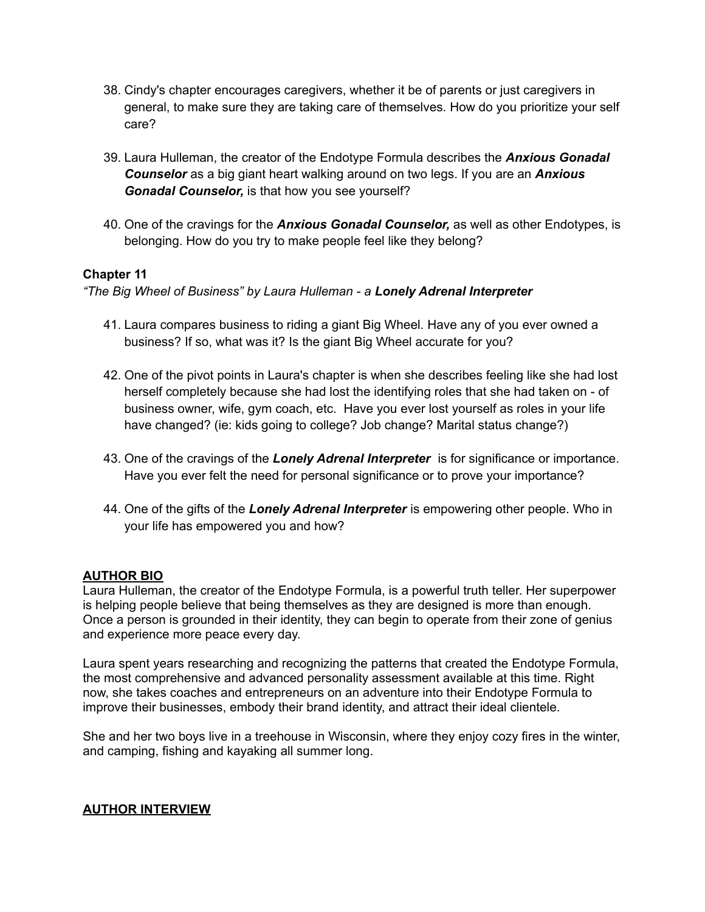38. Cindy's chapter encourages caregivers, whether it be of parents or just caregivers in general, to make sure they are taking care of themselves. How do you prioritize your self care?

39. Laura Hulleman, the creator of the Endotype Formula describes the ***Anxious Gonadal Counselor*** as a big giant heart walking around on two legs. If you are an ***Anxious Gonadal Counselor,*** is that how you see yourself?

40. One of the cravings for the ***Anxious Gonadal Counselor,*** as well as other Endotypes, is belonging. How do you try to make people feel like they belong?

**Chapter 11**

*"The Big Wheel of Business" by Laura Hulleman - a* ***Lonely Adrenal Interpreter***

41. Laura compares business to riding a giant Big Wheel. Have any of you ever owned a business? If so, what was it? Is the giant Big Wheel accurate for you?

42. One of the pivot points in Laura's chapter is when she describes feeling like she had lost herself completely because she had lost the identifying roles that she had taken on - of business owner, wife, gym coach, etc. Have you ever lost yourself as roles in your life have changed? (ie: kids going to college? Job change? Marital status change?)

43. One of the cravings of the ***Lonely Adrenal Interpreter*** is for significance or importance. Have you ever felt the need for personal significance or to prove your importance?

44. One of the gifts of the ***Lonely Adrenal Interpreter*** is empowering other people. Who in your life has empowered you and how?

## AUTHOR BIO

Laura Hulleman, the creator of the Endotype Formula, is a powerful truth teller. Her superpower is helping people believe that being themselves as they are designed is more than enough. Once a person is grounded in their identity, they can begin to operate from their zone of genius and experience more peace every day.

Laura spent years researching and recognizing the patterns that created the Endotype Formula, the most comprehensive and advanced personality assessment available at this time. Right now, she takes coaches and entrepreneurs on an adventure into their Endotype Formula to improve their businesses, embody their brand identity, and attract their ideal clientele.

She and her two boys live in a treehouse in Wisconsin, where they enjoy cozy fires in the winter, and camping, fishing and kayaking all summer long.

## AUTHOR INTERVIEW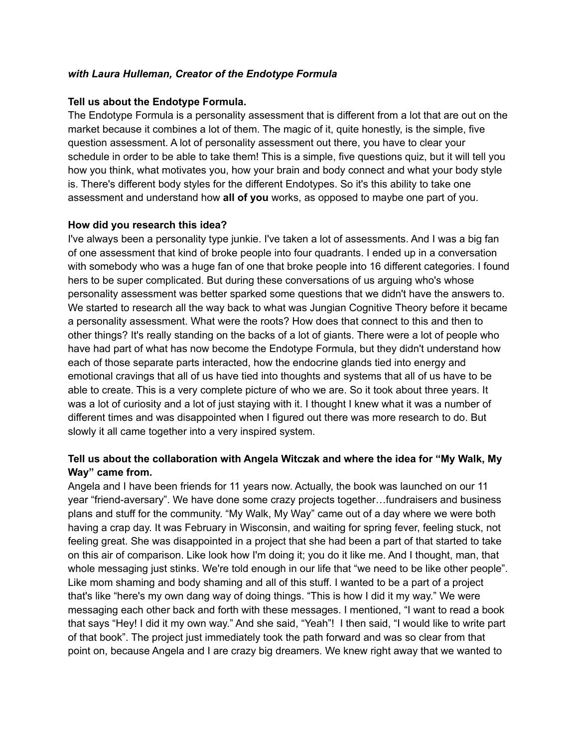***with Laura Hulleman, Creator of the Endotype Formula***

**Tell us about the Endotype Formula.**

The Endotype Formula is a personality assessment that is different from a lot that are out on the market because it combines a lot of them. The magic of it, quite honestly, is the simple, five question assessment. A lot of personality assessment out there, you have to clear your schedule in order to be able to take them! This is a simple, five questions quiz, but it will tell you how you think, what motivates you, how your brain and body connect and what your body style is. There's different body styles for the different Endotypes. So it's this ability to take one assessment and understand how **all of you** works, as opposed to maybe one part of you.

**How did you research this idea?**

I've always been a personality type junkie. I've taken a lot of assessments. And I was a big fan of one assessment that kind of broke people into four quadrants. I ended up in a conversation with somebody who was a huge fan of one that broke people into 16 different categories. I found hers to be super complicated. But during these conversations of us arguing who's whose personality assessment was better sparked some questions that we didn't have the answers to. We started to research all the way back to what was Jungian Cognitive Theory before it became a personality assessment. What were the roots? How does that connect to this and then to other things? It's really standing on the backs of a lot of giants. There were a lot of people who have had part of what has now become the Endotype Formula, but they didn't understand how each of those separate parts interacted, how the endocrine glands tied into energy and emotional cravings that all of us have tied into thoughts and systems that all of us have to be able to create. This is a very complete picture of who we are. So it took about three years. It was a lot of curiosity and a lot of just staying with it. I thought I knew what it was a number of different times and was disappointed when I figured out there was more research to do. But slowly it all came together into a very inspired system.

**Tell us about the collaboration with Angela Witczak and where the idea for "My Walk, My Way" came from.**

Angela and I have been friends for 11 years now. Actually, the book was launched on our 11 year "friend-aversary". We have done some crazy projects together…fundraisers and business plans and stuff for the community. "My Walk, My Way" came out of a day where we were both having a crap day. It was February in Wisconsin, and waiting for spring fever, feeling stuck, not feeling great. She was disappointed in a project that she had been a part of that started to take on this air of comparison. Like look how I'm doing it; you do it like me. And I thought, man, that whole messaging just stinks. We're told enough in our life that "we need to be like other people". Like mom shaming and body shaming and all of this stuff. I wanted to be a part of a project that's like "here's my own dang way of doing things. "This is how I did it my way." We were messaging each other back and forth with these messages. I mentioned, "I want to read a book that says "Hey! I did it my own way." And she said, "Yeah"! I then said, "I would like to write part of that book". The project just immediately took the path forward and was so clear from that point on, because Angela and I are crazy big dreamers. We knew right away that we wanted to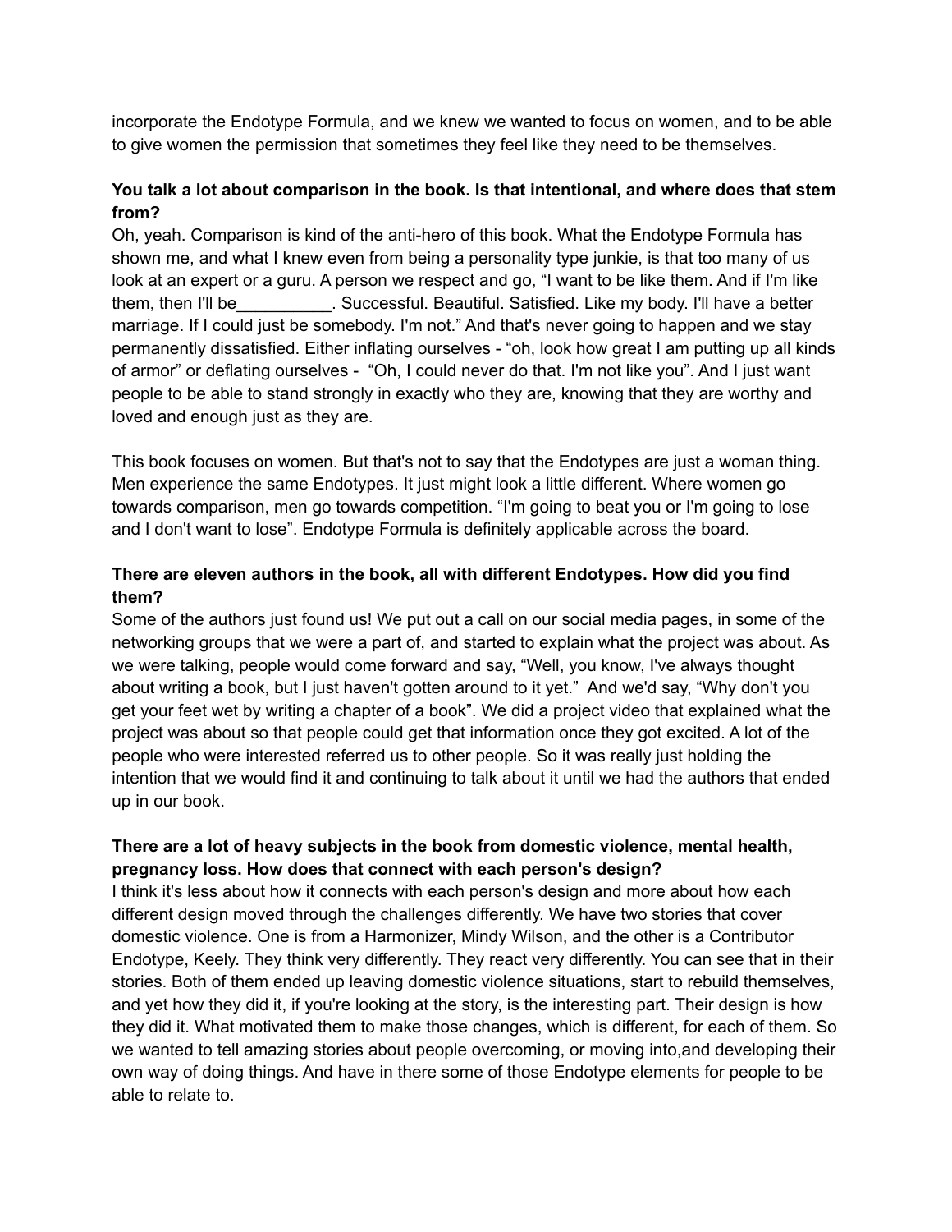incorporate the Endotype Formula, and we knew we wanted to focus on women, and to be able to give women the permission that sometimes they feel like they need to be themselves.

**You talk a lot about comparison in the book. Is that intentional, and where does that stem from?**

Oh, yeah. Comparison is kind of the anti-hero of this book. What the Endotype Formula has shown me, and what I knew even from being a personality type junkie, is that too many of us look at an expert or a guru. A person we respect and go, "I want to be like them. And if I'm like them, then I'll be__________. Successful. Beautiful. Satisfied. Like my body. I'll have a better marriage. If I could just be somebody. I'm not." And that's never going to happen and we stay permanently dissatisfied. Either inflating ourselves - "oh, look how great I am putting up all kinds of armor" or deflating ourselves - "Oh, I could never do that. I'm not like you". And I just want people to be able to stand strongly in exactly who they are, knowing that they are worthy and loved and enough just as they are.

This book focuses on women. But that's not to say that the Endotypes are just a woman thing. Men experience the same Endotypes. It just might look a little different. Where women go towards comparison, men go towards competition. "I'm going to beat you or I'm going to lose and I don't want to lose". Endotype Formula is definitely applicable across the board.

**There are eleven authors in the book, all with different Endotypes. How did you find them?**

Some of the authors just found us! We put out a call on our social media pages, in some of the networking groups that we were a part of, and started to explain what the project was about. As we were talking, people would come forward and say, "Well, you know, I've always thought about writing a book, but I just haven't gotten around to it yet." And we'd say, "Why don't you get your feet wet by writing a chapter of a book". We did a project video that explained what the project was about so that people could get that information once they got excited. A lot of the people who were interested referred us to other people. So it was really just holding the intention that we would find it and continuing to talk about it until we had the authors that ended up in our book.

**There are a lot of heavy subjects in the book from domestic violence, mental health, pregnancy loss. How does that connect with each person's design?**

I think it's less about how it connects with each person's design and more about how each different design moved through the challenges differently. We have two stories that cover domestic violence. One is from a Harmonizer, Mindy Wilson, and the other is a Contributor Endotype, Keely. They think very differently. They react very differently. You can see that in their stories. Both of them ended up leaving domestic violence situations, start to rebuild themselves, and yet how they did it, if you're looking at the story, is the interesting part. Their design is how they did it. What motivated them to make those changes, which is different, for each of them. So we wanted to tell amazing stories about people overcoming, or moving into,and developing their own way of doing things. And have in there some of those Endotype elements for people to be able to relate to.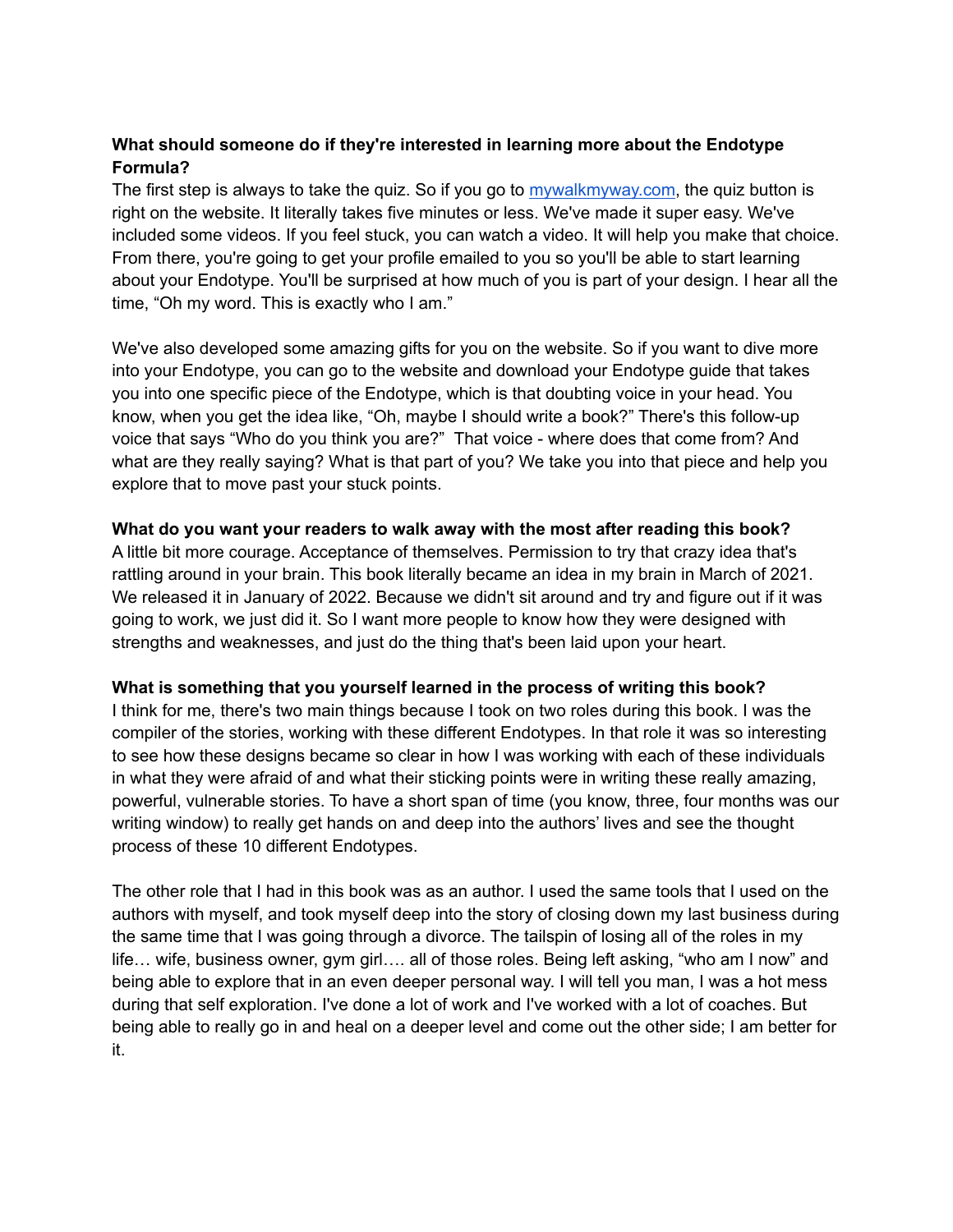**What should someone do if they're interested in learning more about the Endotype Formula?**

The first step is always to take the quiz. So if you go to [mywalkmyway.com](mywalkmyway.com), the quiz button is right on the website. It literally takes five minutes or less. We've made it super easy. We've included some videos. If you feel stuck, you can watch a video. It will help you make that choice. From there, you're going to get your profile emailed to you so you'll be able to start learning about your Endotype. You'll be surprised at how much of you is part of your design. I hear all the time, "Oh my word. This is exactly who I am."

We've also developed some amazing gifts for you on the website. So if you want to dive more into your Endotype, you can go to the website and download your Endotype guide that takes you into one specific piece of the Endotype, which is that doubting voice in your head. You know, when you get the idea like, "Oh, maybe I should write a book?" There's this follow-up voice that says "Who do you think you are?" That voice - where does that come from? And what are they really saying? What is that part of you? We take you into that piece and help you explore that to move past your stuck points.

**What do you want your readers to walk away with the most after reading this book?**

A little bit more courage. Acceptance of themselves. Permission to try that crazy idea that's rattling around in your brain. This book literally became an idea in my brain in March of 2021. We released it in January of 2022. Because we didn't sit around and try and figure out if it was going to work, we just did it. So I want more people to know how they were designed with strengths and weaknesses, and just do the thing that's been laid upon your heart.

**What is something that you yourself learned in the process of writing this book?**

I think for me, there's two main things because I took on two roles during this book. I was the compiler of the stories, working with these different Endotypes. In that role it was so interesting to see how these designs became so clear in how I was working with each of these individuals in what they were afraid of and what their sticking points were in writing these really amazing, powerful, vulnerable stories. To have a short span of time (you know, three, four months was our writing window) to really get hands on and deep into the authors' lives and see the thought process of these 10 different Endotypes.

The other role that I had in this book was as an author. I used the same tools that I used on the authors with myself, and took myself deep into the story of closing down my last business during the same time that I was going through a divorce. The tailspin of losing all of the roles in my life… wife, business owner, gym girl…. all of those roles. Being left asking, "who am I now" and being able to explore that in an even deeper personal way. I will tell you man, I was a hot mess during that self exploration. I've done a lot of work and I've worked with a lot of coaches. But being able to really go in and heal on a deeper level and come out the other side; I am better for it.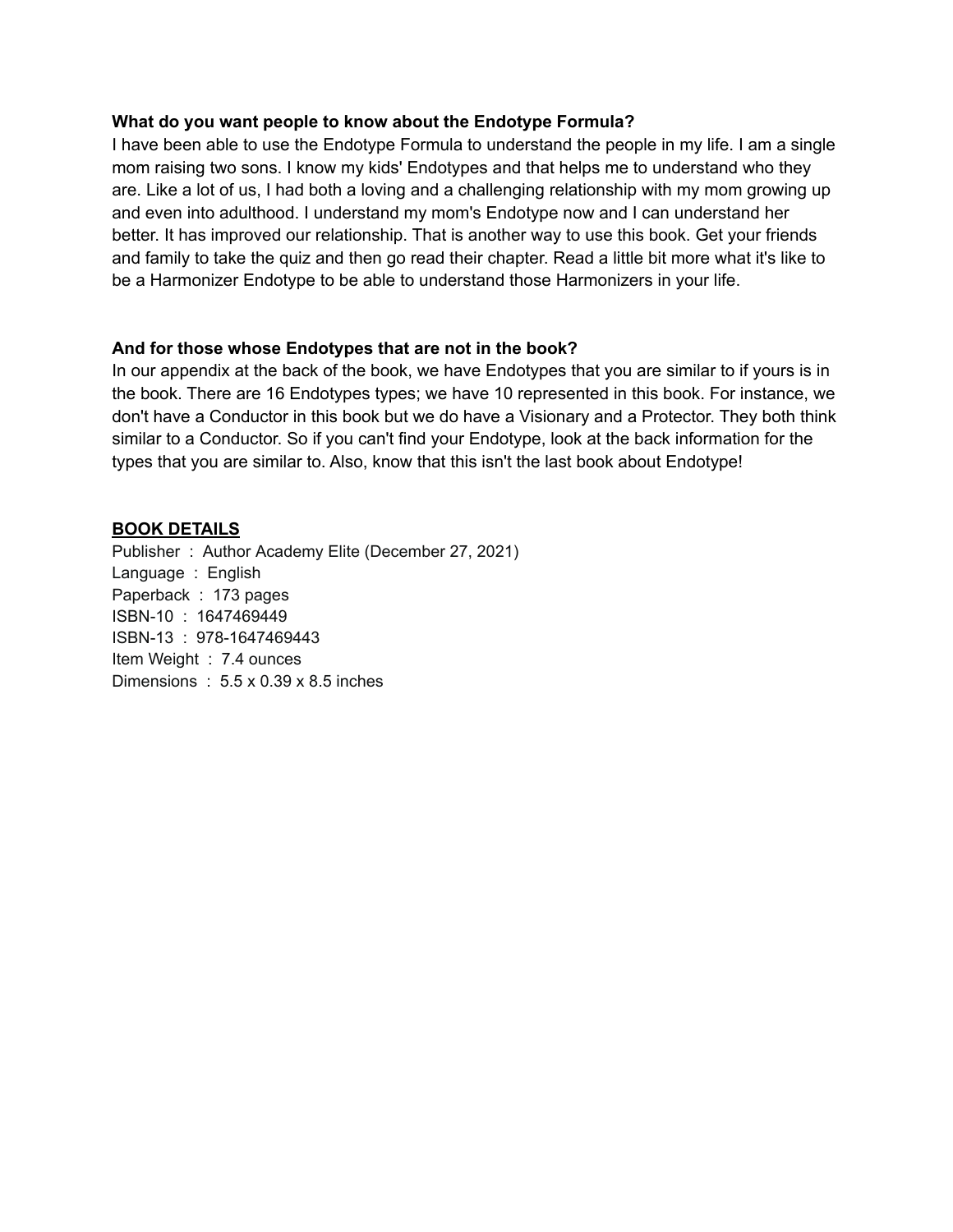**What do you want people to know about the Endotype Formula?**

I have been able to use the Endotype Formula to understand the people in my life. I am a single mom raising two sons. I know my kids' Endotypes and that helps me to understand who they are. Like a lot of us, I had both a loving and a challenging relationship with my mom growing up and even into adulthood. I understand my mom's Endotype now and I can understand her better. It has improved our relationship. That is another way to use this book. Get your friends and family to take the quiz and then go read their chapter. Read a little bit more what it's like to be a Harmonizer Endotype to be able to understand those Harmonizers in your life.

**And for those whose Endotypes that are not in the book?**

In our appendix at the back of the book, we have Endotypes that you are similar to if yours is in the book. There are 16 Endotypes types; we have 10 represented in this book. For instance, we don't have a Conductor in this book but we do have a Visionary and a Protector. They both think similar to a Conductor. So if you can't find your Endotype, look at the back information for the types that you are similar to. Also, know that this isn't the last book about Endotype!

**BOOK DETAILS**

Publisher : Author Academy Elite (December 27, 2021)
Language : English
Paperback : 173 pages
ISBN-10 : 1647469449
ISBN-13 : 978-1647469443
Item Weight : 7.4 ounces
Dimensions : 5.5 x 0.39 x 8.5 inches